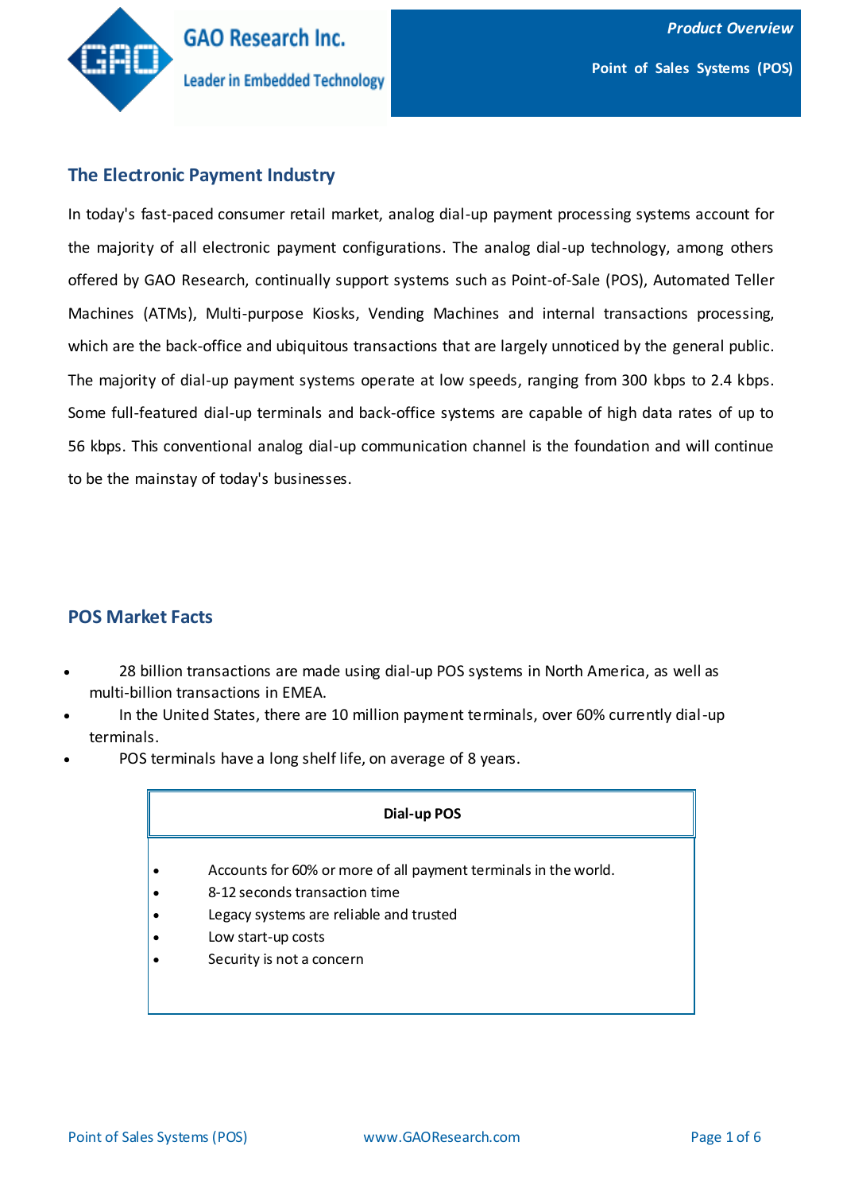## The Electronic Payment Industry

In today's fast-paced consumer retail market, analog dial-up payment processing systems account for the majority of all electronic payment configurations. The analog dial-up technology, among others offered by GAO Research, continually support systems such as Point-of-Sale (POS), Automated Teller Machines (ATMs), Multi-purpose Kiosks, Vending Machines and internal transactions processing, which are the back-office and ubiquitous transactions that are largely unnoticed by the general public. The majority of dial-up payment systems operate at low speeds, ranging from 300 kbps to 2.4 kbps. Some full-featured dial-up terminals and back-office systems are capable of high data rates of up to 56 kbps. This conventional analog dial-up communication channel is the foundation and will continue to be the mainstay of today's businesses.

## POS Market Facts

- 28 billion transactions are made using dial-up POS systems in North America, as well as multi-billion transactions in EMEA.
- In the United States, there are 10 million payment terminals, over 60% currently dial-up terminals.
- POS terminals have a long shelf life, on average of 8 years.

| **Dial-up POS** |
| --- |
| • Accounts for 60% or more of all payment terminals in the world.<br>• 8-12 seconds transaction time<br>• Legacy systems are reliable and trusted<br>• Low start-up costs<br>• Security is not a concern |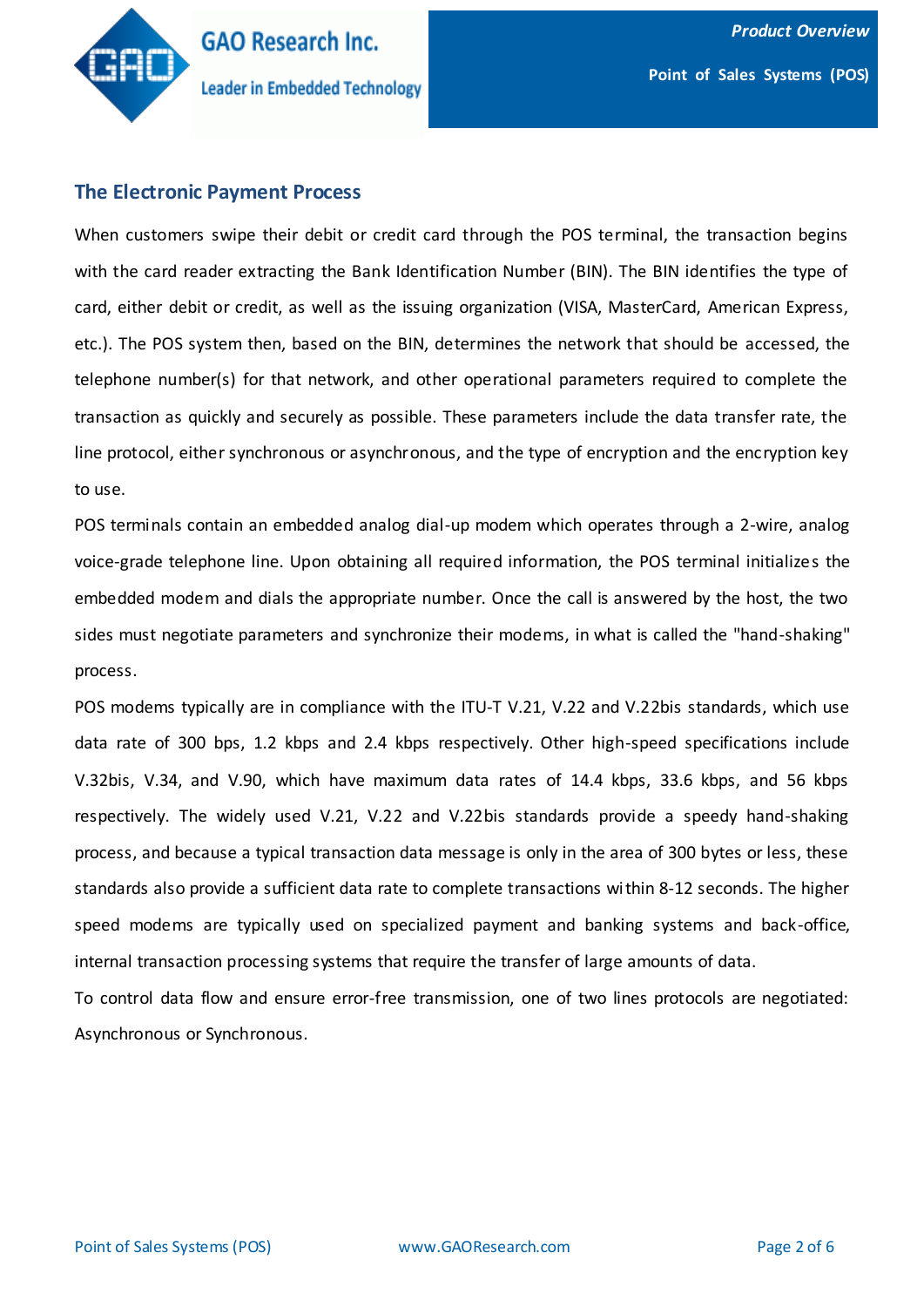## The Electronic Payment Process

When customers swipe their debit or credit card through the POS terminal, the transaction begins with the card reader extracting the Bank Identification Number (BIN). The BIN identifies the type of card, either debit or credit, as well as the issuing organization (VISA, MasterCard, American Express, etc.). The POS system then, based on the BIN, determines the network that should be accessed, the telephone number(s) for that network, and other operational parameters required to complete the transaction as quickly and securely as possible. These parameters include the data transfer rate, the line protocol, either synchronous or asynchronous, and the type of encryption and the encryption key to use.

POS terminals contain an embedded analog dial-up modem which operates through a 2-wire, analog voice-grade telephone line. Upon obtaining all required information, the POS terminal initializes the embedded modem and dials the appropriate number. Once the call is answered by the host, the two sides must negotiate parameters and synchronize their modems, in what is called the "hand-shaking" process.

POS modems typically are in compliance with the ITU-T V.21, V.22 and V.22bis standards, which use data rate of 300 bps, 1.2 kbps and 2.4 kbps respectively. Other high-speed specifications include V.32bis, V.34, and V.90, which have maximum data rates of 14.4 kbps, 33.6 kbps, and 56 kbps respectively. The widely used V.21, V.22 and V.22bis standards provide a speedy hand-shaking process, and because a typical transaction data message is only in the area of 300 bytes or less, these standards also provide a sufficient data rate to complete transactions within 8-12 seconds. The higher speed modems are typically used on specialized payment and banking systems and back-office, internal transaction processing systems that require the transfer of large amounts of data.

To control data flow and ensure error-free transmission, one of two lines protocols are negotiated: Asynchronous or Synchronous.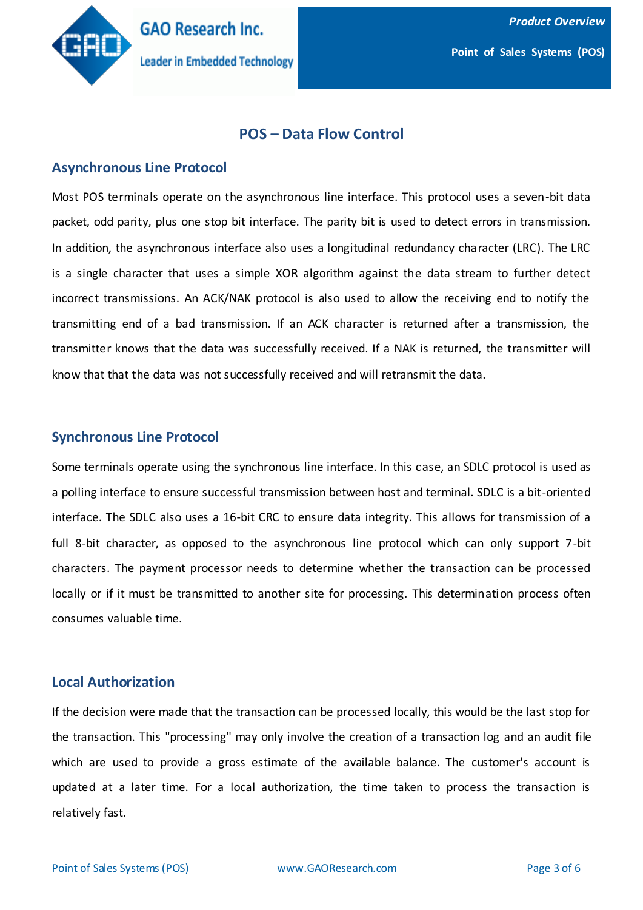# POS – Data Flow Control

## Asynchronous Line Protocol

Most POS terminals operate on the asynchronous line interface. This protocol uses a seven-bit data packet, odd parity, plus one stop bit interface. The parity bit is used to detect errors in transmission. In addition, the asynchronous interface also uses a longitudinal redundancy character (LRC). The LRC is a single character that uses a simple XOR algorithm against the data stream to further detect incorrect transmissions. An ACK/NAK protocol is also used to allow the receiving end to notify the transmitting end of a bad transmission. If an ACK character is returned after a transmission, the transmitter knows that the data was successfully received. If a NAK is returned, the transmitter will know that that the data was not successfully received and will retransmit the data.

## Synchronous Line Protocol

Some terminals operate using the synchronous line interface. In this case, an SDLC protocol is used as a polling interface to ensure successful transmission between host and terminal. SDLC is a bit-oriented interface. The SDLC also uses a 16-bit CRC to ensure data integrity. This allows for transmission of a full 8-bit character, as opposed to the asynchronous line protocol which can only support 7-bit characters. The payment processor needs to determine whether the transaction can be processed locally or if it must be transmitted to another site for processing. This determination process often consumes valuable time.

## Local Authorization

If the decision were made that the transaction can be processed locally, this would be the last stop for the transaction. This "processing" may only involve the creation of a transaction log and an audit file which are used to provide a gross estimate of the available balance. The customer's account is updated at a later time. For a local authorization, the time taken to process the transaction is relatively fast.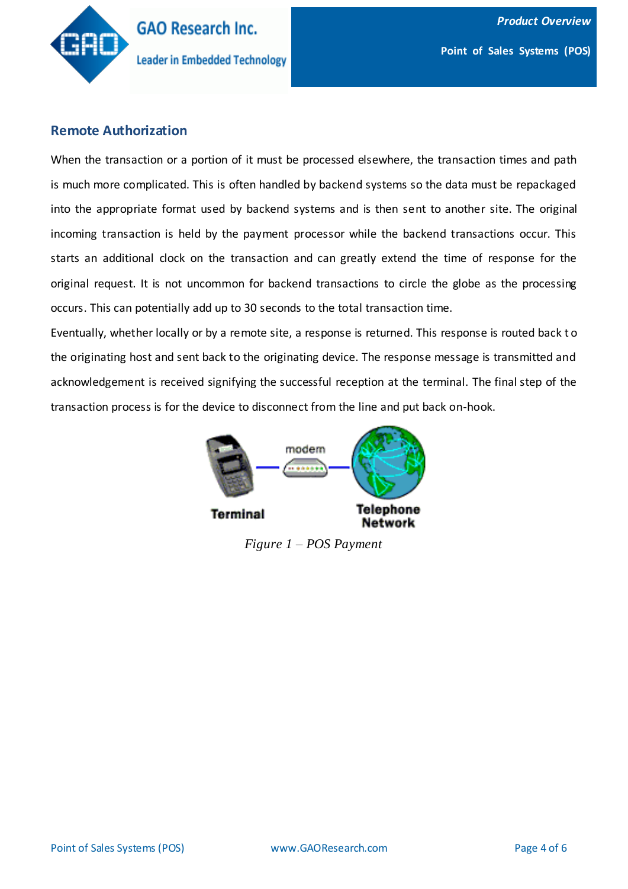## Remote Authorization

When the transaction or a portion of it must be processed elsewhere, the transaction times and path is much more complicated. This is often handled by backend systems so the data must be repackaged into the appropriate format used by backend systems and is then sent to another site. The original incoming transaction is held by the payment processor while the backend transactions occur. This starts an additional clock on the transaction and can greatly extend the time of response for the original request. It is not uncommon for backend transactions to circle the globe as the processing occurs. This can potentially add up to 30 seconds to the total transaction time.

Eventually, whether locally or by a remote site, a response is returned. This response is routed back to the originating host and sent back to the originating device. The response message is transmitted and acknowledgement is received signifying the successful reception at the terminal. The final step of the transaction process is for the device to disconnect from the line and put back on-hook.

Terminal — modem — Telephone Network

*Figure 1 – POS Payment*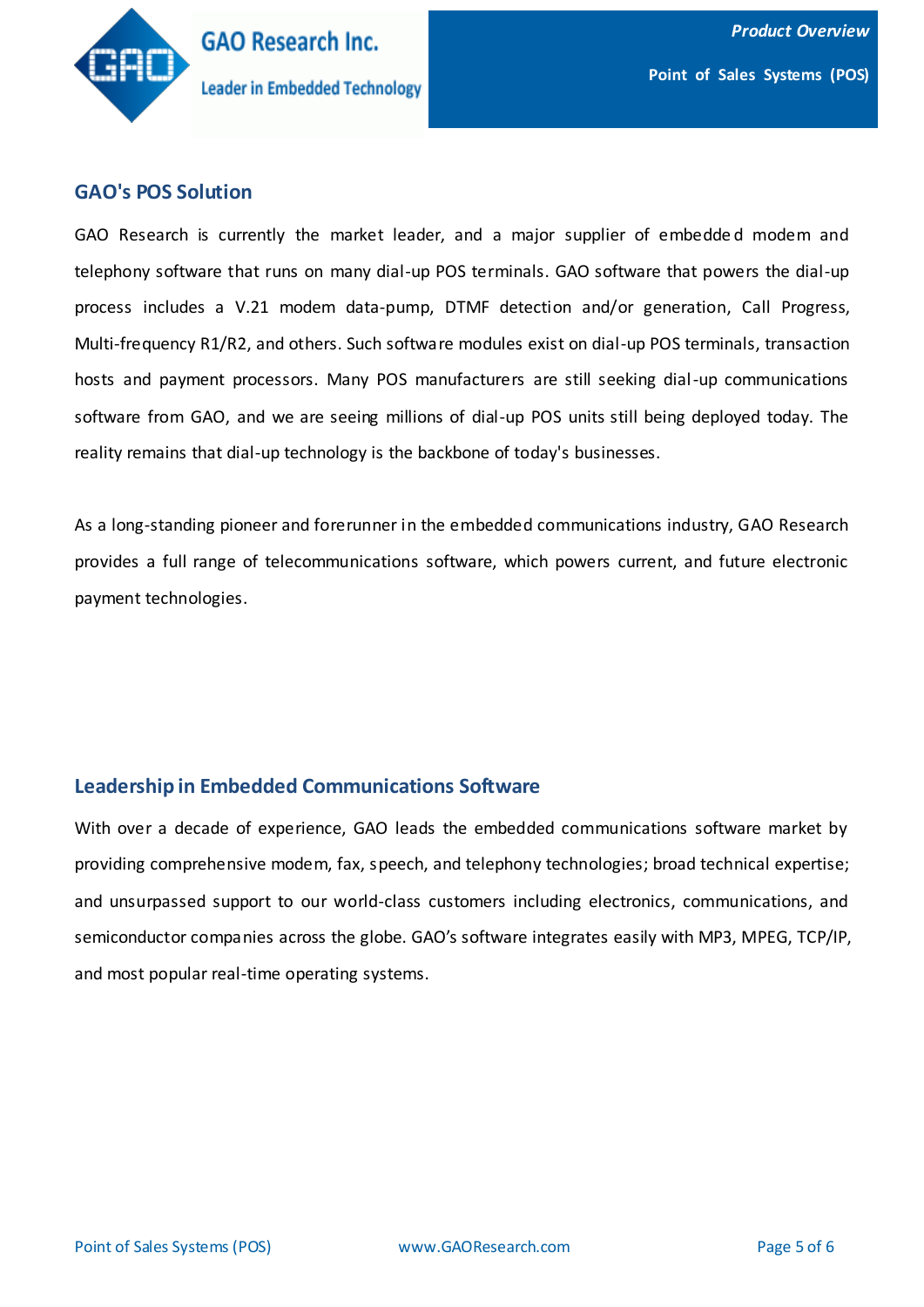## GAO's POS Solution

GAO Research is currently the market leader, and a major supplier of embedded modem and telephony software that runs on many dial-up POS terminals. GAO software that powers the dial-up process includes a V.21 modem data-pump, DTMF detection and/or generation, Call Progress, Multi-frequency R1/R2, and others. Such software modules exist on dial-up POS terminals, transaction hosts and payment processors. Many POS manufacturers are still seeking dial-up communications software from GAO, and we are seeing millions of dial-up POS units still being deployed today. The reality remains that dial-up technology is the backbone of today's businesses.

As a long-standing pioneer and forerunner in the embedded communications industry, GAO Research provides a full range of telecommunications software, which powers current, and future electronic payment technologies.

## Leadership in Embedded Communications Software

With over a decade of experience, GAO leads the embedded communications software market by providing comprehensive modem, fax, speech, and telephony technologies; broad technical expertise; and unsurpassed support to our world-class customers including electronics, communications, and semiconductor companies across the globe. GAO's software integrates easily with MP3, MPEG, TCP/IP, and most popular real-time operating systems.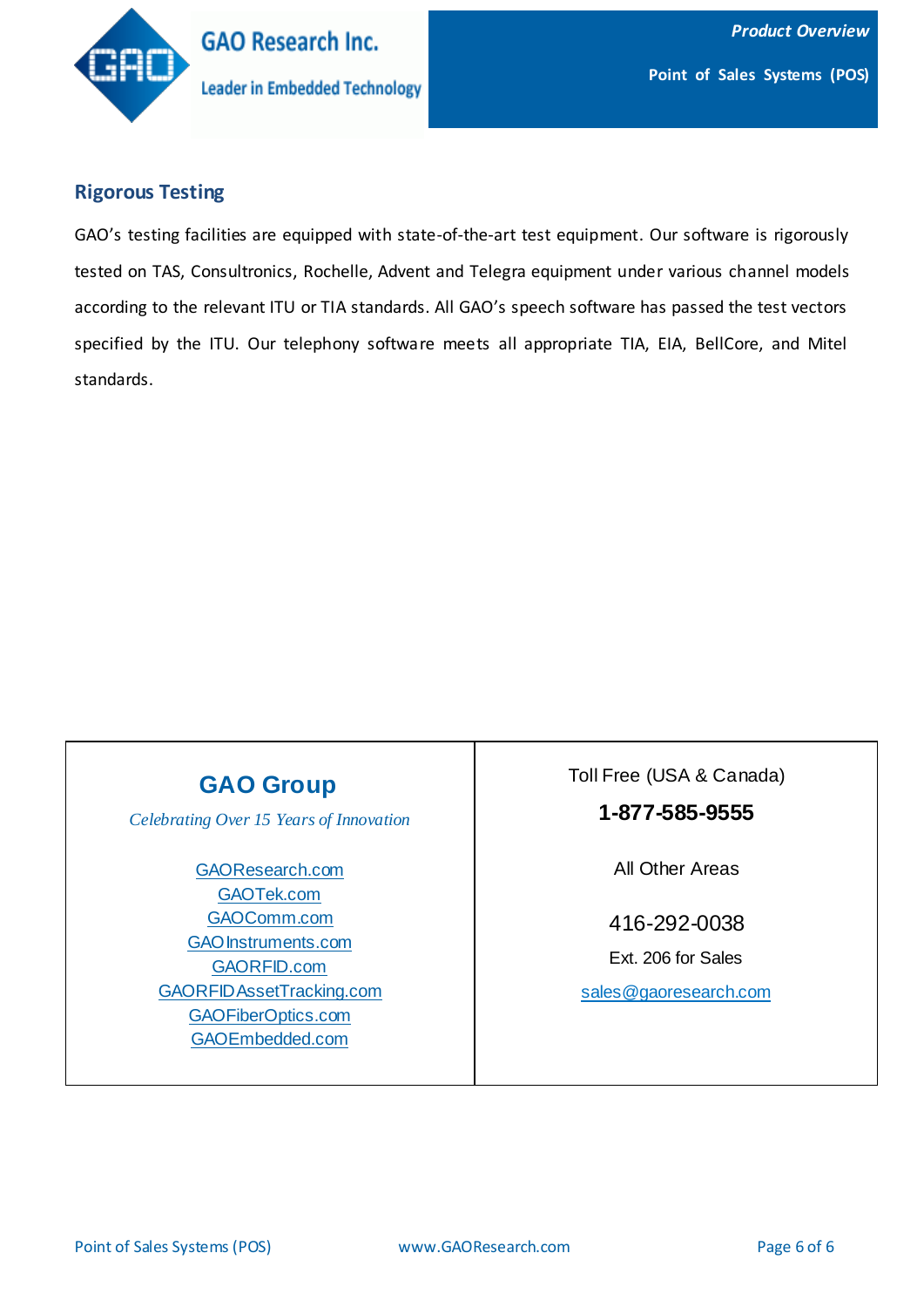## Rigorous Testing

GAO's testing facilities are equipped with state-of-the-art test equipment. Our software is rigorously tested on TAS, Consultronics, Rochelle, Advent and Telegra equipment under various channel models according to the relevant ITU or TIA standards. All GAO's speech software has passed the test vectors specified by the ITU. Our telephony software meets all appropriate TIA, EIA, BellCore, and Mitel standards.

| | |
|---|---|
| **GAO Group**<br>*Celebrating Over 15 Years of Innovation*<br><br>GAOResearch.com<br>GAOTek.com<br>GAOComm.com<br>GAOInstruments.com<br>GAORFID.com<br>GAORFIDAssetTracking.com<br>GAOFiberOptics.com<br>GAOEmbedded.com | Toll Free (USA & Canada)<br>**1-877-585-9555**<br><br>All Other Areas<br><br>416-292-0038<br>Ext. 206 for Sales<br>sales@gaoresearch.com |